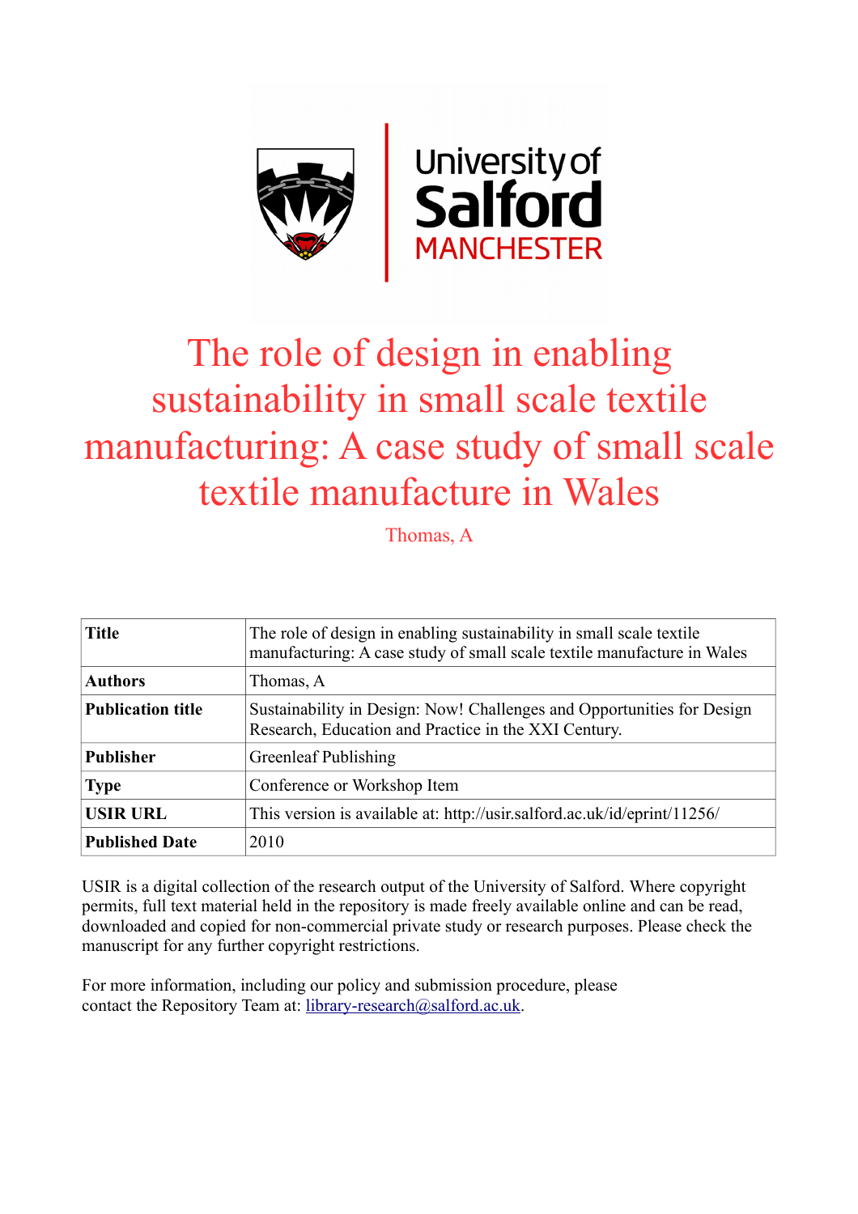# The role of design in enabling sustainability in small scale textile manufacturing: A case study of small scale textile manufacture in Wales

Thomas, A

| **Title** | The role of design in enabling sustainability in small scale textile manufacturing: A case study of small scale textile manufacture in Wales |
|---|---|
| **Authors** | Thomas, A |
| **Publication title** | Sustainability in Design: Now! Challenges and Opportunities for Design Research, Education and Practice in the XXI Century. |
| **Publisher** | Greenleaf Publishing |
| **Type** | Conference or Workshop Item |
| **USIR URL** | This version is available at: http://usir.salford.ac.uk/id/eprint/11256/ |
| **Published Date** | 2010 |

USIR is a digital collection of the research output of the University of Salford. Where copyright permits, full text material held in the repository is made freely available online and can be read, downloaded and copied for non-commercial private study or research purposes. Please check the manuscript for any further copyright restrictions.

For more information, including our policy and submission procedure, please contact the Repository Team at: library-research@salford.ac.uk.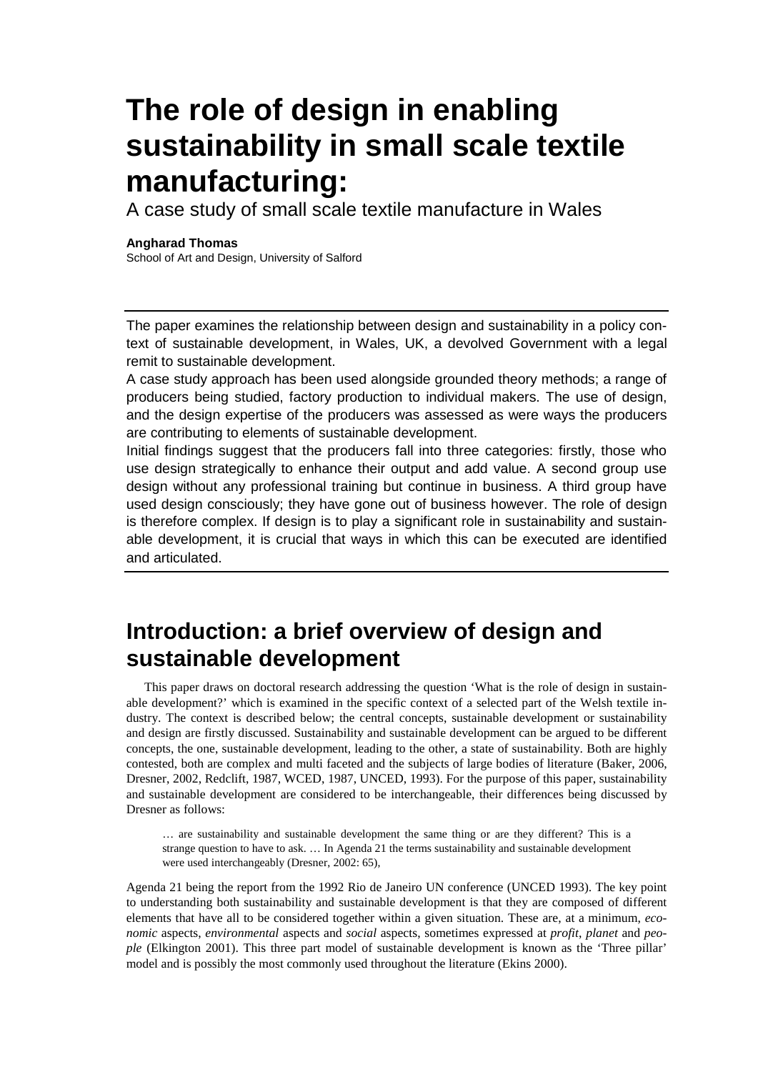# The role of design in enabling sustainability in small scale textile manufacturing:

A case study of small scale textile manufacture in Wales

**Angharad Thomas**
School of Art and Design, University of Salford

---

The paper examines the relationship between design and sustainability in a policy context of sustainable development, in Wales, UK, a devolved Government with a legal remit to sustainable development.

A case study approach has been used alongside grounded theory methods; a range of producers being studied, factory production to individual makers. The use of design, and the design expertise of the producers was assessed as were ways the producers are contributing to elements of sustainable development.

Initial findings suggest that the producers fall into three categories: firstly, those who use design strategically to enhance their output and add value. A second group use design without any professional training but continue in business. A third group have used design consciously; they have gone out of business however. The role of design is therefore complex. If design is to play a significant role in sustainability and sustainable development, it is crucial that ways in which this can be executed are identified and articulated.

---

## Introduction: a brief overview of design and sustainable development

This paper draws on doctoral research addressing the question 'What is the role of design in sustainable development?' which is examined in the specific context of a selected part of the Welsh textile industry. The context is described below; the central concepts, sustainable development or sustainability and design are firstly discussed. Sustainability and sustainable development can be argued to be different concepts, the one, sustainable development, leading to the other, a state of sustainability. Both are highly contested, both are complex and multi faceted and the subjects of large bodies of literature (Baker, 2006, Dresner, 2002, Redclift, 1987, WCED, 1987, UNCED, 1993). For the purpose of this paper, sustainability and sustainable development are considered to be interchangeable, their differences being discussed by Dresner as follows:

> … are sustainability and sustainable development the same thing or are they different? This is a strange question to have to ask. … In Agenda 21 the terms sustainability and sustainable development were used interchangeably (Dresner, 2002: 65),

Agenda 21 being the report from the 1992 Rio de Janeiro UN conference (UNCED 1993). The key point to understanding both sustainability and sustainable development is that they are composed of different elements that have all to be considered together within a given situation. These are, at a minimum, *economic* aspects, *environmental* aspects and *social* aspects, sometimes expressed at *profit*, *planet* and *people* (Elkington 2001). This three part model of sustainable development is known as the 'Three pillar' model and is possibly the most commonly used throughout the literature (Ekins 2000).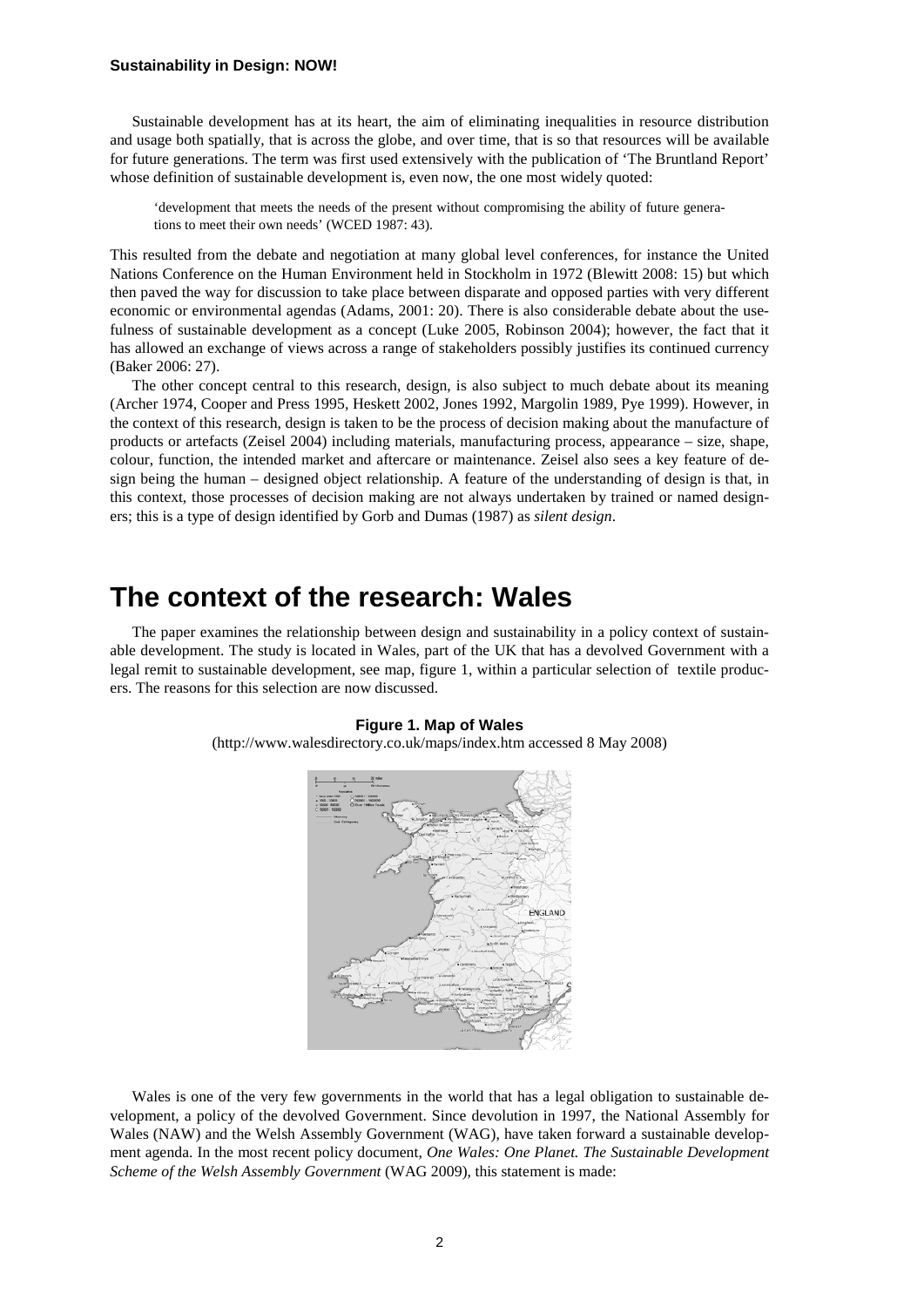Sustainable development has at its heart, the aim of eliminating inequalities in resource distribution and usage both spatially, that is across the globe, and over time, that is so that resources will be available for future generations. The term was first used extensively with the publication of 'The Bruntland Report' whose definition of sustainable development is, even now, the one most widely quoted:

> 'development that meets the needs of the present without compromising the ability of future generations to meet their own needs' (WCED 1987: 43).

This resulted from the debate and negotiation at many global level conferences, for instance the United Nations Conference on the Human Environment held in Stockholm in 1972 (Blewitt 2008: 15) but which then paved the way for discussion to take place between disparate and opposed parties with very different economic or environmental agendas (Adams, 2001: 20). There is also considerable debate about the usefulness of sustainable development as a concept (Luke 2005, Robinson 2004); however, the fact that it has allowed an exchange of views across a range of stakeholders possibly justifies its continued currency (Baker 2006: 27).

The other concept central to this research, design, is also subject to much debate about its meaning (Archer 1974, Cooper and Press 1995, Heskett 2002, Jones 1992, Margolin 1989, Pye 1999). However, in the context of this research, design is taken to be the process of decision making about the manufacture of products or artefacts (Zeisel 2004) including materials, manufacturing process, appearance – size, shape, colour, function, the intended market and aftercare or maintenance. Zeisel also sees a key feature of design being the human – designed object relationship. A feature of the understanding of design is that, in this context, those processes of decision making are not always undertaken by trained or named designers; this is a type of design identified by Gorb and Dumas (1987) as *silent design*.

# The context of the research: Wales

The paper examines the relationship between design and sustainability in a policy context of sustainable development. The study is located in Wales, part of the UK that has a devolved Government with a legal remit to sustainable development, see map, figure 1, within a particular selection of textile producers. The reasons for this selection are now discussed.

**Figure 1. Map of Wales**

(http://www.walesdirectory.co.uk/maps/index.htm accessed 8 May 2008)

Wales is one of the very few governments in the world that has a legal obligation to sustainable development, a policy of the devolved Government. Since devolution in 1997, the National Assembly for Wales (NAW) and the Welsh Assembly Government (WAG), have taken forward a sustainable development agenda. In the most recent policy document, *One Wales: One Planet. The Sustainable Development Scheme of the Welsh Assembly Government* (WAG 2009), this statement is made: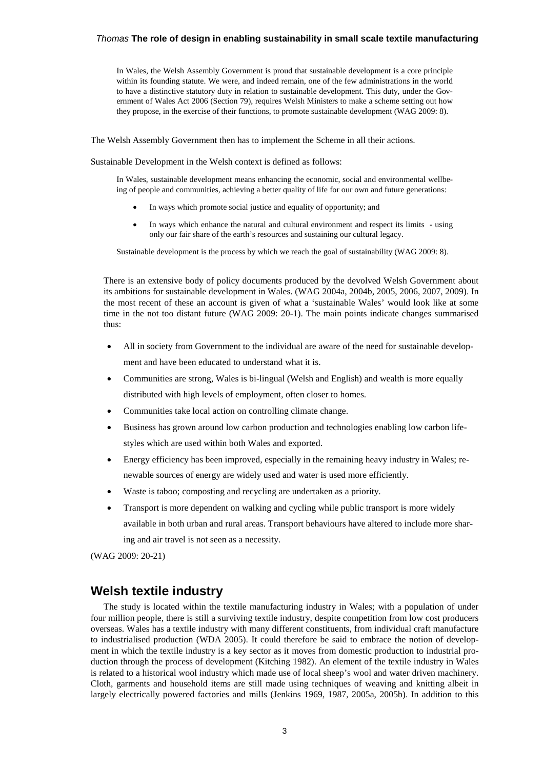> In Wales, the Welsh Assembly Government is proud that sustainable development is a core principle within its founding statute. We were, and indeed remain, one of the few administrations in the world to have a distinctive statutory duty in relation to sustainable development. This duty, under the Government of Wales Act 2006 (Section 79), requires Welsh Ministers to make a scheme setting out how they propose, in the exercise of their functions, to promote sustainable development (WAG 2009: 8).

The Welsh Assembly Government then has to implement the Scheme in all their actions.

Sustainable Development in the Welsh context is defined as follows:

> In Wales, sustainable development means enhancing the economic, social and environmental wellbeing of people and communities, achieving a better quality of life for our own and future generations:
>
> - In ways which promote social justice and equality of opportunity; and
> - In ways which enhance the natural and cultural environment and respect its limits - using only our fair share of the earth's resources and sustaining our cultural legacy.
>
> Sustainable development is the process by which we reach the goal of sustainability (WAG 2009: 8).

There is an extensive body of policy documents produced by the devolved Welsh Government about its ambitions for sustainable development in Wales. (WAG 2004a, 2004b, 2005, 2006, 2007, 2009). In the most recent of these an account is given of what a 'sustainable Wales' would look like at some time in the not too distant future (WAG 2009: 20-1). The main points indicate changes summarised thus:

- All in society from Government to the individual are aware of the need for sustainable development and have been educated to understand what it is.
- Communities are strong, Wales is bi-lingual (Welsh and English) and wealth is more equally distributed with high levels of employment, often closer to homes.
- Communities take local action on controlling climate change.
- Business has grown around low carbon production and technologies enabling low carbon lifestyles which are used within both Wales and exported.
- Energy efficiency has been improved, especially in the remaining heavy industry in Wales; renewable sources of energy are widely used and water is used more efficiently.
- Waste is taboo; composting and recycling are undertaken as a priority.
- Transport is more dependent on walking and cycling while public transport is more widely available in both urban and rural areas. Transport behaviours have altered to include more sharing and air travel is not seen as a necessity.

(WAG 2009: 20-21)

## Welsh textile industry

The study is located within the textile manufacturing industry in Wales; with a population of under four million people, there is still a surviving textile industry, despite competition from low cost producers overseas. Wales has a textile industry with many different constituents, from individual craft manufacture to industrialised production (WDA 2005). It could therefore be said to embrace the notion of development in which the textile industry is a key sector as it moves from domestic production to industrial production through the process of development (Kitching 1982). An element of the textile industry in Wales is related to a historical wool industry which made use of local sheep's wool and water driven machinery. Cloth, garments and household items are still made using techniques of weaving and knitting albeit in largely electrically powered factories and mills (Jenkins 1969, 1987, 2005a, 2005b). In addition to this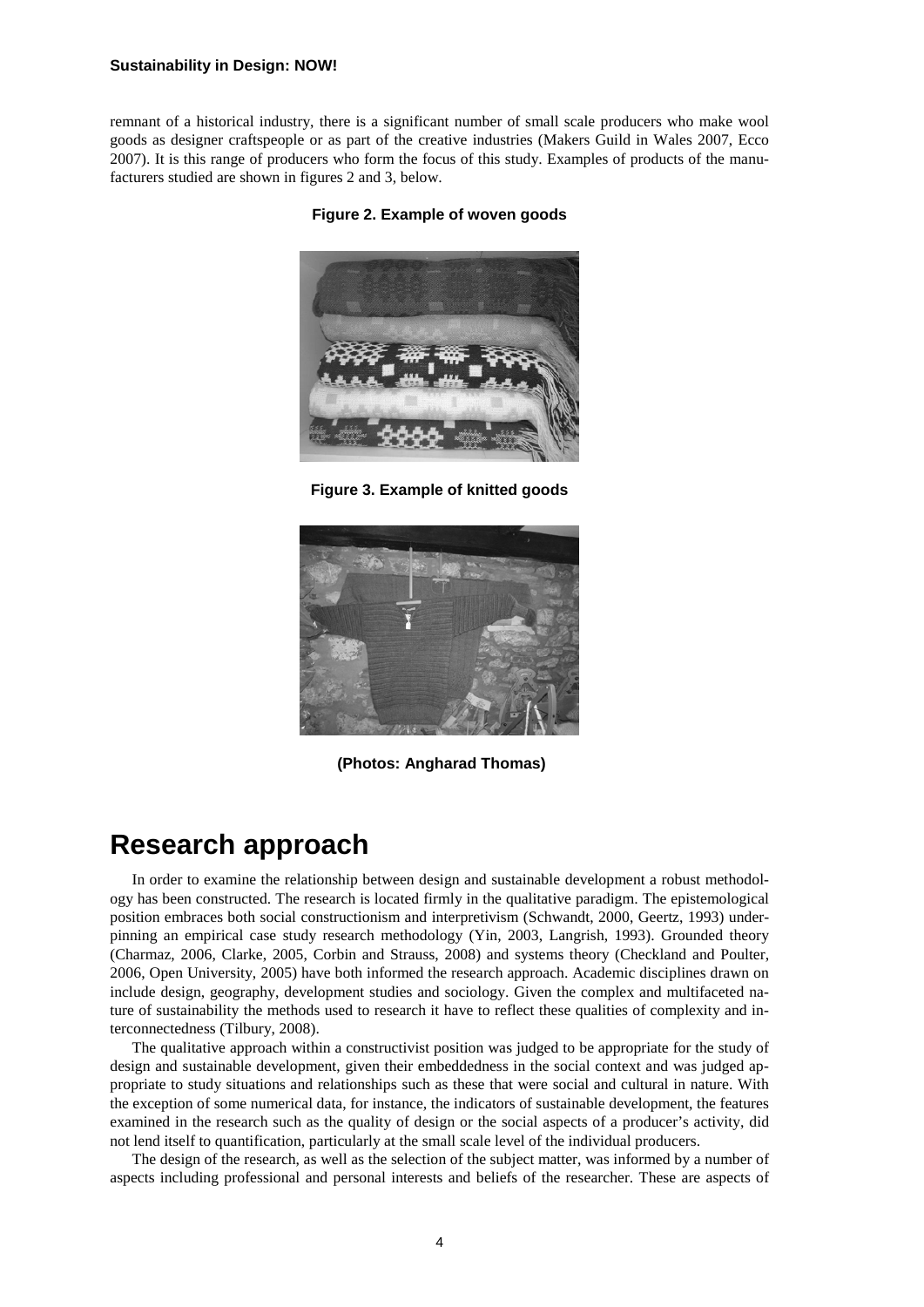remnant of a historical industry, there is a significant number of small scale producers who make wool goods as designer craftspeople or as part of the creative industries (Makers Guild in Wales 2007, Ecco 2007). It is this range of producers who form the focus of this study. Examples of products of the manufacturers studied are shown in figures 2 and 3, below.

**Figure 2. Example of woven goods**

**Figure 3. Example of knitted goods**

**(Photos: Angharad Thomas)**

# Research approach

In order to examine the relationship between design and sustainable development a robust methodology has been constructed. The research is located firmly in the qualitative paradigm. The epistemological position embraces both social constructionism and interpretivism (Schwandt, 2000, Geertz, 1993) underpinning an empirical case study research methodology (Yin, 2003, Langrish, 1993). Grounded theory (Charmaz, 2006, Clarke, 2005, Corbin and Strauss, 2008) and systems theory (Checkland and Poulter, 2006, Open University, 2005) have both informed the research approach. Academic disciplines drawn on include design, geography, development studies and sociology. Given the complex and multifaceted nature of sustainability the methods used to research it have to reflect these qualities of complexity and interconnectedness (Tilbury, 2008).

The qualitative approach within a constructivist position was judged to be appropriate for the study of design and sustainable development, given their embeddedness in the social context and was judged appropriate to study situations and relationships such as these that were social and cultural in nature. With the exception of some numerical data, for instance, the indicators of sustainable development, the features examined in the research such as the quality of design or the social aspects of a producer's activity, did not lend itself to quantification, particularly at the small scale level of the individual producers.

The design of the research, as well as the selection of the subject matter, was informed by a number of aspects including professional and personal interests and beliefs of the researcher. These are aspects of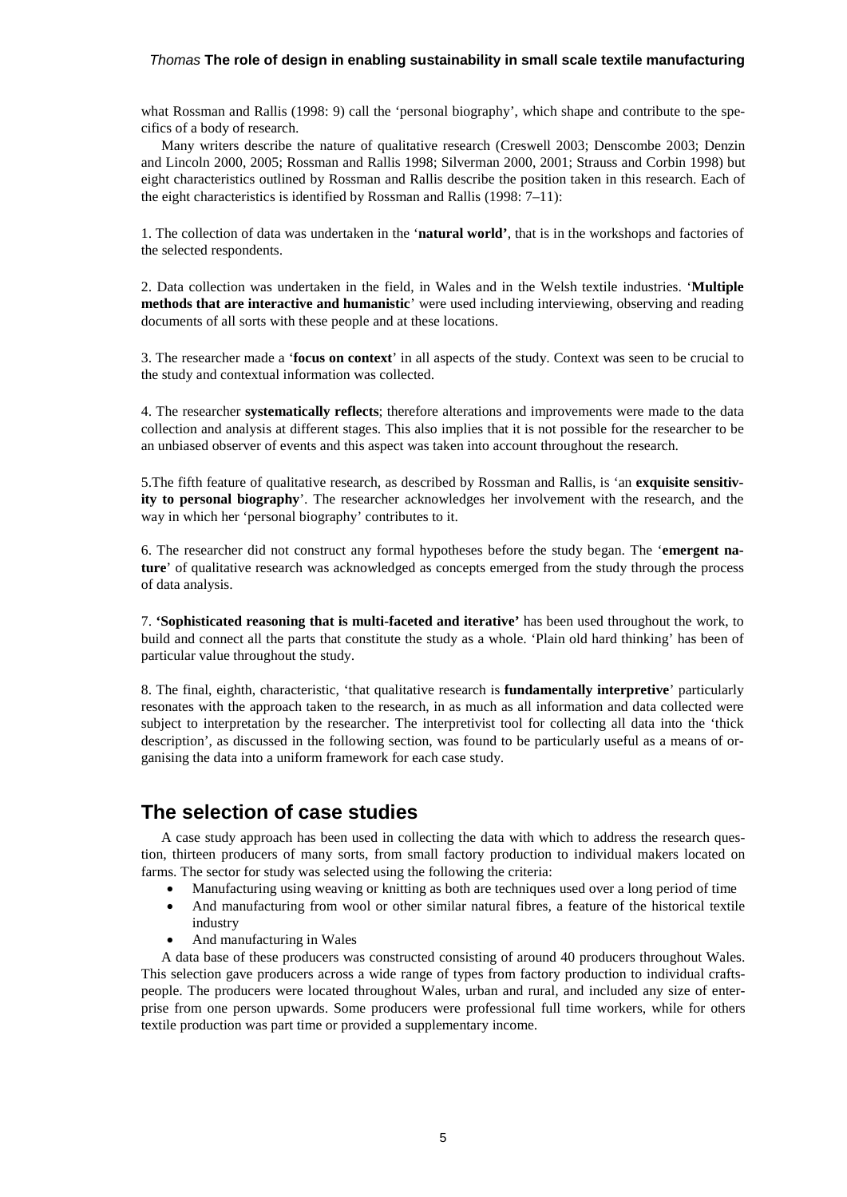what Rossman and Rallis (1998: 9) call the 'personal biography', which shape and contribute to the specifics of a body of research.

Many writers describe the nature of qualitative research (Creswell 2003; Denscombe 2003; Denzin and Lincoln 2000, 2005; Rossman and Rallis 1998; Silverman 2000, 2001; Strauss and Corbin 1998) but eight characteristics outlined by Rossman and Rallis describe the position taken in this research. Each of the eight characteristics is identified by Rossman and Rallis (1998: 7–11):

1. The collection of data was undertaken in the '**natural world'**, that is in the workshops and factories of the selected respondents.

2. Data collection was undertaken in the field, in Wales and in the Welsh textile industries. '**Multiple methods that are interactive and humanistic**' were used including interviewing, observing and reading documents of all sorts with these people and at these locations.

3. The researcher made a '**focus on context**' in all aspects of the study. Context was seen to be crucial to the study and contextual information was collected.

4. The researcher **systematically reflects**; therefore alterations and improvements were made to the data collection and analysis at different stages. This also implies that it is not possible for the researcher to be an unbiased observer of events and this aspect was taken into account throughout the research.

5.The fifth feature of qualitative research, as described by Rossman and Rallis, is 'an **exquisite sensitivity to personal biography**'. The researcher acknowledges her involvement with the research, and the way in which her 'personal biography' contributes to it.

6. The researcher did not construct any formal hypotheses before the study began. The '**emergent nature**' of qualitative research was acknowledged as concepts emerged from the study through the process of data analysis.

7. **'Sophisticated reasoning that is multi-faceted and iterative'** has been used throughout the work, to build and connect all the parts that constitute the study as a whole. 'Plain old hard thinking' has been of particular value throughout the study.

8. The final, eighth, characteristic, 'that qualitative research is **fundamentally interpretive**' particularly resonates with the approach taken to the research, in as much as all information and data collected were subject to interpretation by the researcher. The interpretivist tool for collecting all data into the 'thick description', as discussed in the following section, was found to be particularly useful as a means of organising the data into a uniform framework for each case study.

## The selection of case studies

A case study approach has been used in collecting the data with which to address the research question, thirteen producers of many sorts, from small factory production to individual makers located on farms. The sector for study was selected using the following the criteria:

- Manufacturing using weaving or knitting as both are techniques used over a long period of time
- And manufacturing from wool or other similar natural fibres, a feature of the historical textile industry
- And manufacturing in Wales

A data base of these producers was constructed consisting of around 40 producers throughout Wales. This selection gave producers across a wide range of types from factory production to individual craftspeople. The producers were located throughout Wales, urban and rural, and included any size of enterprise from one person upwards. Some producers were professional full time workers, while for others textile production was part time or provided a supplementary income.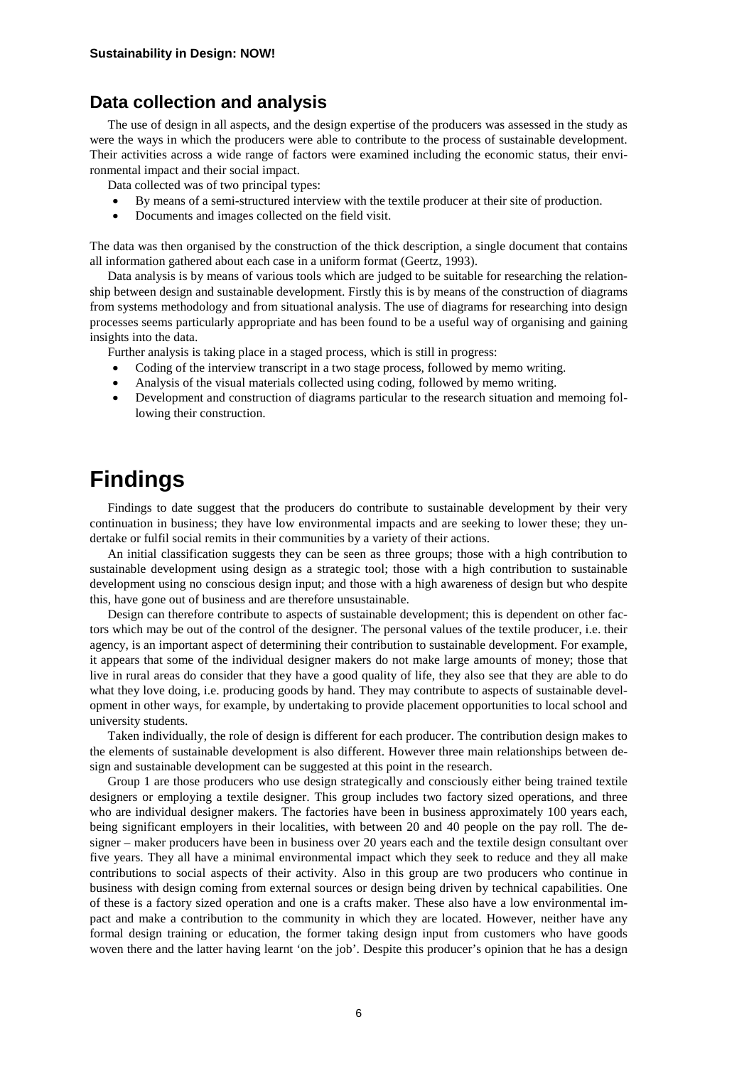## Data collection and analysis

The use of design in all aspects, and the design expertise of the producers was assessed in the study as were the ways in which the producers were able to contribute to the process of sustainable development. Their activities across a wide range of factors were examined including the economic status, their environmental impact and their social impact.

Data collected was of two principal types:

- By means of a semi-structured interview with the textile producer at their site of production.
- Documents and images collected on the field visit.

The data was then organised by the construction of the thick description, a single document that contains all information gathered about each case in a uniform format (Geertz, 1993).

Data analysis is by means of various tools which are judged to be suitable for researching the relationship between design and sustainable development. Firstly this is by means of the construction of diagrams from systems methodology and from situational analysis. The use of diagrams for researching into design processes seems particularly appropriate and has been found to be a useful way of organising and gaining insights into the data.

Further analysis is taking place in a staged process, which is still in progress:

- Coding of the interview transcript in a two stage process, followed by memo writing.
- Analysis of the visual materials collected using coding, followed by memo writing.
- Development and construction of diagrams particular to the research situation and memoing following their construction.

# Findings

Findings to date suggest that the producers do contribute to sustainable development by their very continuation in business; they have low environmental impacts and are seeking to lower these; they undertake or fulfil social remits in their communities by a variety of their actions.

An initial classification suggests they can be seen as three groups; those with a high contribution to sustainable development using design as a strategic tool; those with a high contribution to sustainable development using no conscious design input; and those with a high awareness of design but who despite this, have gone out of business and are therefore unsustainable.

Design can therefore contribute to aspects of sustainable development; this is dependent on other factors which may be out of the control of the designer. The personal values of the textile producer, i.e. their agency, is an important aspect of determining their contribution to sustainable development. For example, it appears that some of the individual designer makers do not make large amounts of money; those that live in rural areas do consider that they have a good quality of life, they also see that they are able to do what they love doing, i.e. producing goods by hand. They may contribute to aspects of sustainable development in other ways, for example, by undertaking to provide placement opportunities to local school and university students.

Taken individually, the role of design is different for each producer. The contribution design makes to the elements of sustainable development is also different. However three main relationships between design and sustainable development can be suggested at this point in the research.

Group 1 are those producers who use design strategically and consciously either being trained textile designers or employing a textile designer. This group includes two factory sized operations, and three who are individual designer makers. The factories have been in business approximately 100 years each, being significant employers in their localities, with between 20 and 40 people on the pay roll. The designer – maker producers have been in business over 20 years each and the textile design consultant over five years. They all have a minimal environmental impact which they seek to reduce and they all make contributions to social aspects of their activity. Also in this group are two producers who continue in business with design coming from external sources or design being driven by technical capabilities. One of these is a factory sized operation and one is a crafts maker. These also have a low environmental impact and make a contribution to the community in which they are located. However, neither have any formal design training or education, the former taking design input from customers who have goods woven there and the latter having learnt 'on the job'. Despite this producer's opinion that he has a design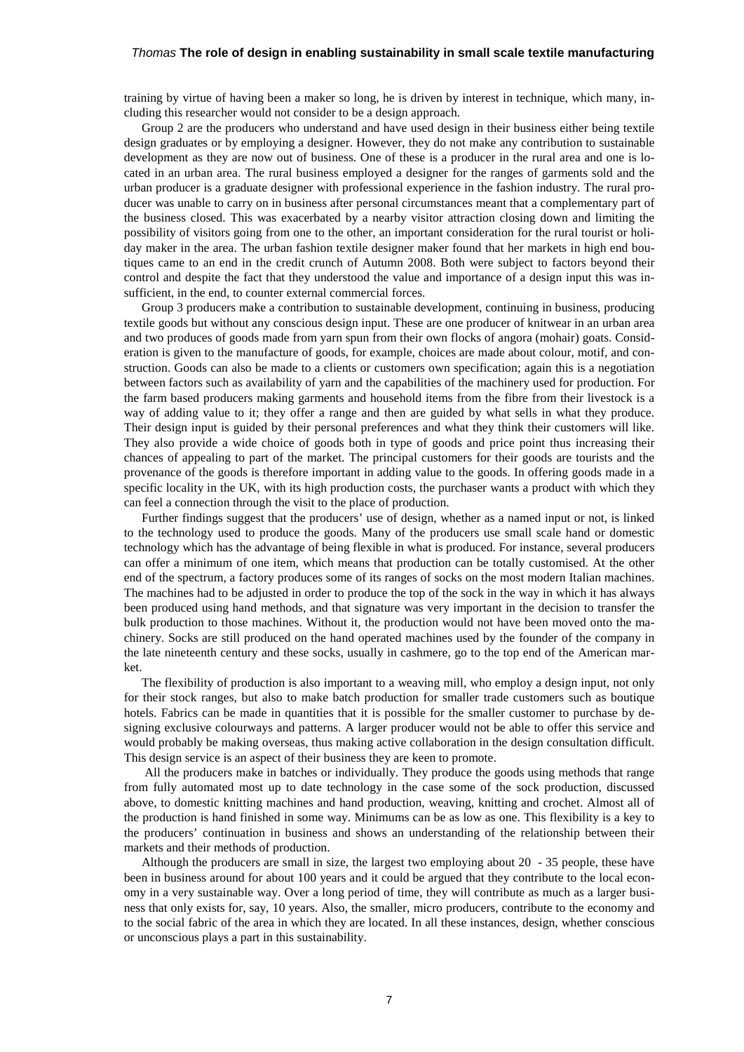training by virtue of having been a maker so long, he is driven by interest in technique, which many, including this researcher would not consider to be a design approach.

Group 2 are the producers who understand and have used design in their business either being textile design graduates or by employing a designer. However, they do not make any contribution to sustainable development as they are now out of business. One of these is a producer in the rural area and one is located in an urban area. The rural business employed a designer for the ranges of garments sold and the urban producer is a graduate designer with professional experience in the fashion industry. The rural producer was unable to carry on in business after personal circumstances meant that a complementary part of the business closed. This was exacerbated by a nearby visitor attraction closing down and limiting the possibility of visitors going from one to the other, an important consideration for the rural tourist or holiday maker in the area. The urban fashion textile designer maker found that her markets in high end boutiques came to an end in the credit crunch of Autumn 2008. Both were subject to factors beyond their control and despite the fact that they understood the value and importance of a design input this was insufficient, in the end, to counter external commercial forces.

Group 3 producers make a contribution to sustainable development, continuing in business, producing textile goods but without any conscious design input. These are one producer of knitwear in an urban area and two produces of goods made from yarn spun from their own flocks of angora (mohair) goats. Consideration is given to the manufacture of goods, for example, choices are made about colour, motif, and construction. Goods can also be made to a clients or customers own specification; again this is a negotiation between factors such as availability of yarn and the capabilities of the machinery used for production. For the farm based producers making garments and household items from the fibre from their livestock is a way of adding value to it; they offer a range and then are guided by what sells in what they produce. Their design input is guided by their personal preferences and what they think their customers will like. They also provide a wide choice of goods both in type of goods and price point thus increasing their chances of appealing to part of the market. The principal customers for their goods are tourists and the provenance of the goods is therefore important in adding value to the goods. In offering goods made in a specific locality in the UK, with its high production costs, the purchaser wants a product with which they can feel a connection through the visit to the place of production.

Further findings suggest that the producers' use of design, whether as a named input or not, is linked to the technology used to produce the goods. Many of the producers use small scale hand or domestic technology which has the advantage of being flexible in what is produced. For instance, several producers can offer a minimum of one item, which means that production can be totally customised. At the other end of the spectrum, a factory produces some of its ranges of socks on the most modern Italian machines. The machines had to be adjusted in order to produce the top of the sock in the way in which it has always been produced using hand methods, and that signature was very important in the decision to transfer the bulk production to those machines. Without it, the production would not have been moved onto the machinery. Socks are still produced on the hand operated machines used by the founder of the company in the late nineteenth century and these socks, usually in cashmere, go to the top end of the American market.

The flexibility of production is also important to a weaving mill, who employ a design input, not only for their stock ranges, but also to make batch production for smaller trade customers such as boutique hotels. Fabrics can be made in quantities that it is possible for the smaller customer to purchase by designing exclusive colourways and patterns. A larger producer would not be able to offer this service and would probably be making overseas, thus making active collaboration in the design consultation difficult. This design service is an aspect of their business they are keen to promote.

All the producers make in batches or individually. They produce the goods using methods that range from fully automated most up to date technology in the case some of the sock production, discussed above, to domestic knitting machines and hand production, weaving, knitting and crochet. Almost all of the production is hand finished in some way. Minimums can be as low as one. This flexibility is a key to the producers' continuation in business and shows an understanding of the relationship between their markets and their methods of production.

Although the producers are small in size, the largest two employing about 20 - 35 people, these have been in business around for about 100 years and it could be argued that they contribute to the local economy in a very sustainable way. Over a long period of time, they will contribute as much as a larger business that only exists for, say, 10 years. Also, the smaller, micro producers, contribute to the economy and to the social fabric of the area in which they are located. In all these instances, design, whether conscious or unconscious plays a part in this sustainability.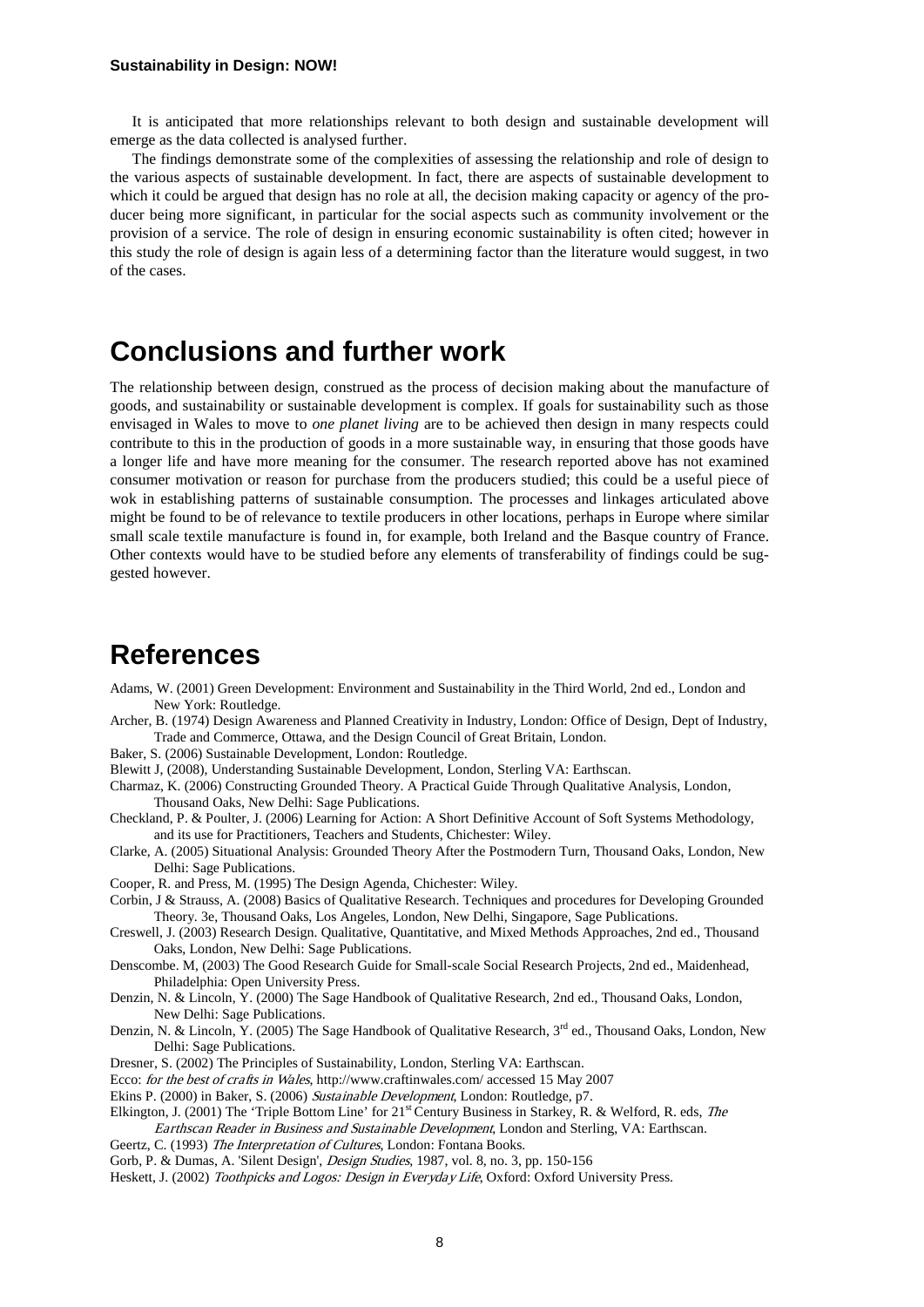It is anticipated that more relationships relevant to both design and sustainable development will emerge as the data collected is analysed further.

The findings demonstrate some of the complexities of assessing the relationship and role of design to the various aspects of sustainable development. In fact, there are aspects of sustainable development to which it could be argued that design has no role at all, the decision making capacity or agency of the producer being more significant, in particular for the social aspects such as community involvement or the provision of a service. The role of design in ensuring economic sustainability is often cited; however in this study the role of design is again less of a determining factor than the literature would suggest, in two of the cases.

# Conclusions and further work

The relationship between design, construed as the process of decision making about the manufacture of goods, and sustainability or sustainable development is complex. If goals for sustainability such as those envisaged in Wales to move to *one planet living* are to be achieved then design in many respects could contribute to this in the production of goods in a more sustainable way, in ensuring that those goods have a longer life and have more meaning for the consumer. The research reported above has not examined consumer motivation or reason for purchase from the producers studied; this could be a useful piece of wok in establishing patterns of sustainable consumption. The processes and linkages articulated above might be found to be of relevance to textile producers in other locations, perhaps in Europe where similar small scale textile manufacture is found in, for example, both Ireland and the Basque country of France. Other contexts would have to be studied before any elements of transferability of findings could be suggested however.

# References

Adams, W. (2001) Green Development: Environment and Sustainability in the Third World, 2nd ed., London and New York: Routledge.

Archer, B. (1974) Design Awareness and Planned Creativity in Industry, London: Office of Design, Dept of Industry, Trade and Commerce, Ottawa, and the Design Council of Great Britain, London.

Baker, S. (2006) Sustainable Development, London: Routledge.

Blewitt J, (2008), Understanding Sustainable Development, London, Sterling VA: Earthscan.

Charmaz, K. (2006) Constructing Grounded Theory. A Practical Guide Through Qualitative Analysis, London, Thousand Oaks, New Delhi: Sage Publications.

Checkland, P. & Poulter, J. (2006) Learning for Action: A Short Definitive Account of Soft Systems Methodology, and its use for Practitioners, Teachers and Students, Chichester: Wiley.

Clarke, A. (2005) Situational Analysis: Grounded Theory After the Postmodern Turn, Thousand Oaks, London, New Delhi: Sage Publications.

Cooper, R. and Press, M. (1995) The Design Agenda, Chichester: Wiley.

Corbin, J & Strauss, A. (2008) Basics of Qualitative Research. Techniques and procedures for Developing Grounded Theory. 3e, Thousand Oaks, Los Angeles, London, New Delhi, Singapore, Sage Publications.

Creswell, J. (2003) Research Design. Qualitative, Quantitative, and Mixed Methods Approaches, 2nd ed., Thousand Oaks, London, New Delhi: Sage Publications.

Denscombe. M, (2003) The Good Research Guide for Small-scale Social Research Projects, 2nd ed., Maidenhead, Philadelphia: Open University Press.

Denzin, N. & Lincoln, Y. (2000) The Sage Handbook of Qualitative Research, 2nd ed., Thousand Oaks, London, New Delhi: Sage Publications.

Denzin, N. & Lincoln, Y. (2005) The Sage Handbook of Qualitative Research, 3rd ed., Thousand Oaks, London, New Delhi: Sage Publications.

Dresner, S. (2002) The Principles of Sustainability, London, Sterling VA: Earthscan.

Ecco: *for the best of crafts in Wales*, http://www.craftinwales.com/ accessed 15 May 2007

Ekins P. (2000) in Baker, S. (2006) *Sustainable Development*, London: Routledge, p7.

Elkington, J. (2001) The 'Triple Bottom Line' for 21st Century Business in Starkey, R. & Welford, R. eds, *The Earthscan Reader in Business and Sustainable Development*, London and Sterling, VA: Earthscan.

Geertz, C. (1993) *The Interpretation of Cultures*, London: Fontana Books.

Gorb, P. & Dumas, A. 'Silent Design', *Design Studies*, 1987, vol. 8, no. 3, pp. 150-156

Heskett, J. (2002) *Toothpicks and Logos: Design in Everyday Life*, Oxford: Oxford University Press.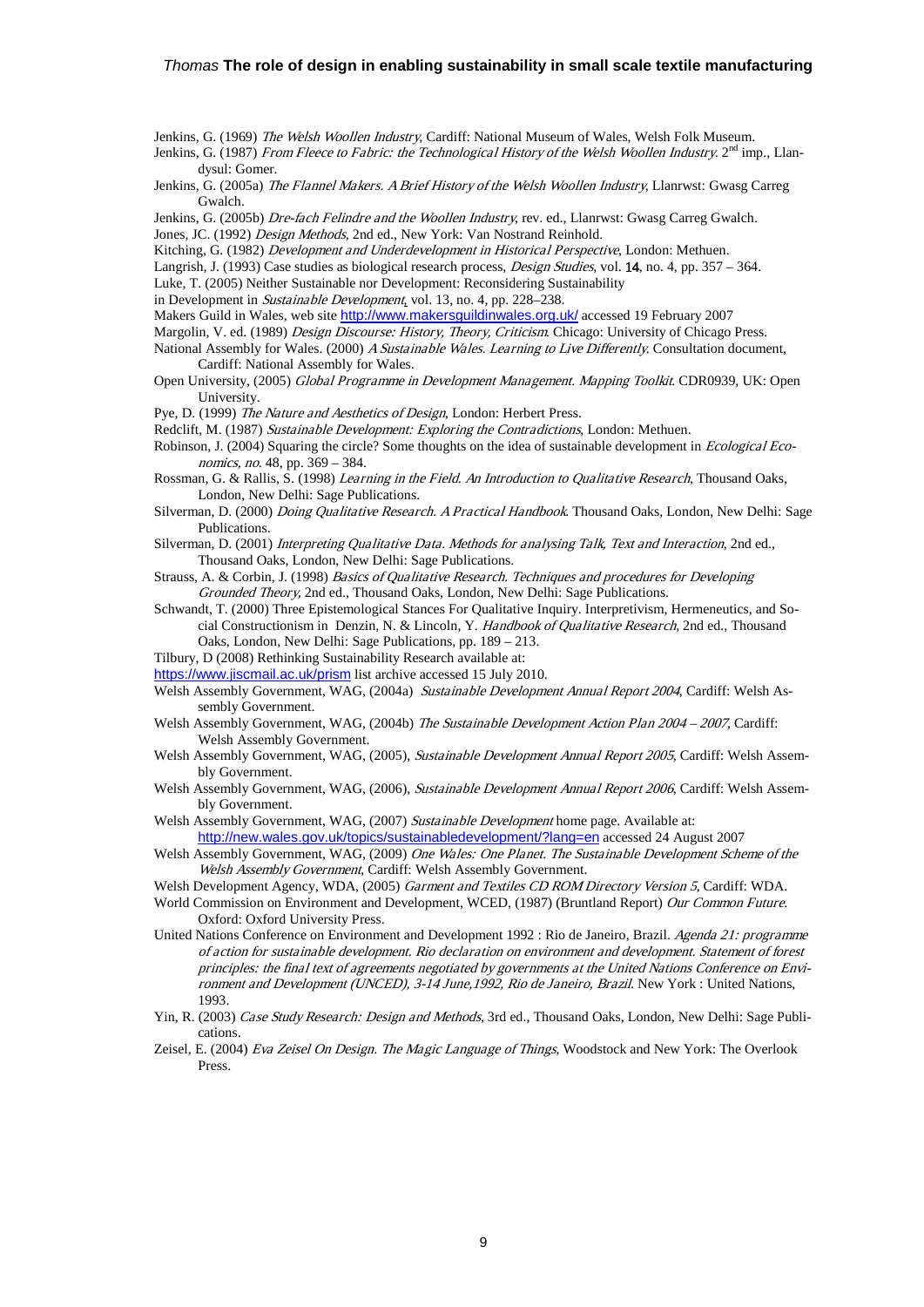Jenkins, G. (1969) *The Welsh Woollen Industry*, Cardiff: National Museum of Wales, Welsh Folk Museum.

Jenkins, G. (1987) *From Fleece to Fabric: the Technological History of the Welsh Woollen Industry*. 2nd imp., Llandysul: Gomer.

Jenkins, G. (2005a) *The Flannel Makers. A Brief History of the Welsh Woollen Industry*, Llanrwst: Gwasg Carreg Gwalch.

Jenkins, G. (2005b) *Dre-fach Felindre and the Woollen Industry*, rev. ed., Llanrwst: Gwasg Carreg Gwalch.

Jones, JC. (1992) *Design Methods*, 2nd ed., New York: Van Nostrand Reinhold.

Kitching, G. (1982) *Development and Underdevelopment in Historical Perspective*, London: Methuen.

Langrish, J. (1993) Case studies as biological research process, *Design Studies*, vol. **14**, no. 4, pp. 357 – 364.

Luke, T. (2005) Neither Sustainable nor Development: Reconsidering Sustainability in Development in *Sustainable Development*, vol. 13, no. 4, pp. 228–238.

Makers Guild in Wales, web site http://www.makersguildinwales.org.uk/ accessed 19 February 2007

Margolin, V. ed. (1989) *Design Discourse: History, Theory, Criticism*. Chicago: University of Chicago Press.

National Assembly for Wales. (2000) *A Sustainable Wales. Learning to Live Differently*. Consultation document, Cardiff: National Assembly for Wales.

Open University, (2005) *Global Programme in Development Management. Mapping Toolkit*. CDR0939, UK: Open University.

Pye, D. (1999) *The Nature and Aesthetics of Design*, London: Herbert Press.

Redclift, M. (1987) *Sustainable Development: Exploring the Contradictions*, London: Methuen.

Robinson, J. (2004) Squaring the circle? Some thoughts on the idea of sustainable development in *Ecological Economics, no*. 48, pp. 369 – 384.

Rossman, G. & Rallis, S. (1998) *Learning in the Field. An Introduction to Qualitative Research*, Thousand Oaks, London, New Delhi: Sage Publications.

Silverman, D. (2000) *Doing Qualitative Research. A Practical Handbook*. Thousand Oaks, London, New Delhi: Sage Publications.

Silverman, D. (2001) *Interpreting Qualitative Data. Methods for analysing Talk, Text and Interaction*, 2nd ed., Thousand Oaks, London, New Delhi: Sage Publications.

Strauss, A. & Corbin, J. (1998) *Basics of Qualitative Research. Techniques and procedures for Developing Grounded Theory,* 2nd ed., Thousand Oaks, London, New Delhi: Sage Publications.

Schwandt, T. (2000) Three Epistemological Stances For Qualitative Inquiry. Interpretivism, Hermeneutics, and Social Constructionism in Denzin, N. & Lincoln, Y. *Handbook of Qualitative Research*, 2nd ed., Thousand Oaks, London, New Delhi: Sage Publications, pp. 189 – 213.

Tilbury, D (2008) Rethinking Sustainability Research available at: https://www.jiscmail.ac.uk/prism list archive accessed 15 July 2010.

Welsh Assembly Government, WAG, (2004a) *Sustainable Development Annual Report 2004*, Cardiff: Welsh Assembly Government.

Welsh Assembly Government, WAG, (2004b) *The Sustainable Development Action Plan 2004 – 2007*, Cardiff: Welsh Assembly Government.

Welsh Assembly Government, WAG, (2005), *Sustainable Development Annual Report 2005*, Cardiff: Welsh Assembly Government.

Welsh Assembly Government, WAG, (2006), *Sustainable Development Annual Report 2006*, Cardiff: Welsh Assembly Government.

Welsh Assembly Government, WAG, (2007) *Sustainable Development* home page. Available at: http://new.wales.gov.uk/topics/sustainabledevelopment/?lang=en accessed 24 August 2007

Welsh Assembly Government, WAG, (2009) *One Wales: One Planet. The Sustainable Development Scheme of the Welsh Assembly Government*, Cardiff: Welsh Assembly Government.

Welsh Development Agency, WDA, (2005) *Garment and Textiles CD ROM Directory Version 5*, Cardiff: WDA.

World Commission on Environment and Development, WCED, (1987) (Bruntland Report) *Our Common Future*. Oxford: Oxford University Press.

United Nations Conference on Environment and Development 1992 : Rio de Janeiro, Brazil. *Agenda 21: programme of action for sustainable development. Rio declaration on environment and development. Statement of forest principles: the final text of agreements negotiated by governments at the United Nations Conference on Environment and Development (UNCED), 3-14 June,1992, Rio de Janeiro, Brazil*. New York : United Nations, 1993.

Yin, R. (2003) *Case Study Research: Design and Methods*, 3rd ed., Thousand Oaks, London, New Delhi: Sage Publications.

Zeisel, E. (2004) *Eva Zeisel On Design. The Magic Language of Things*, Woodstock and New York: The Overlook Press.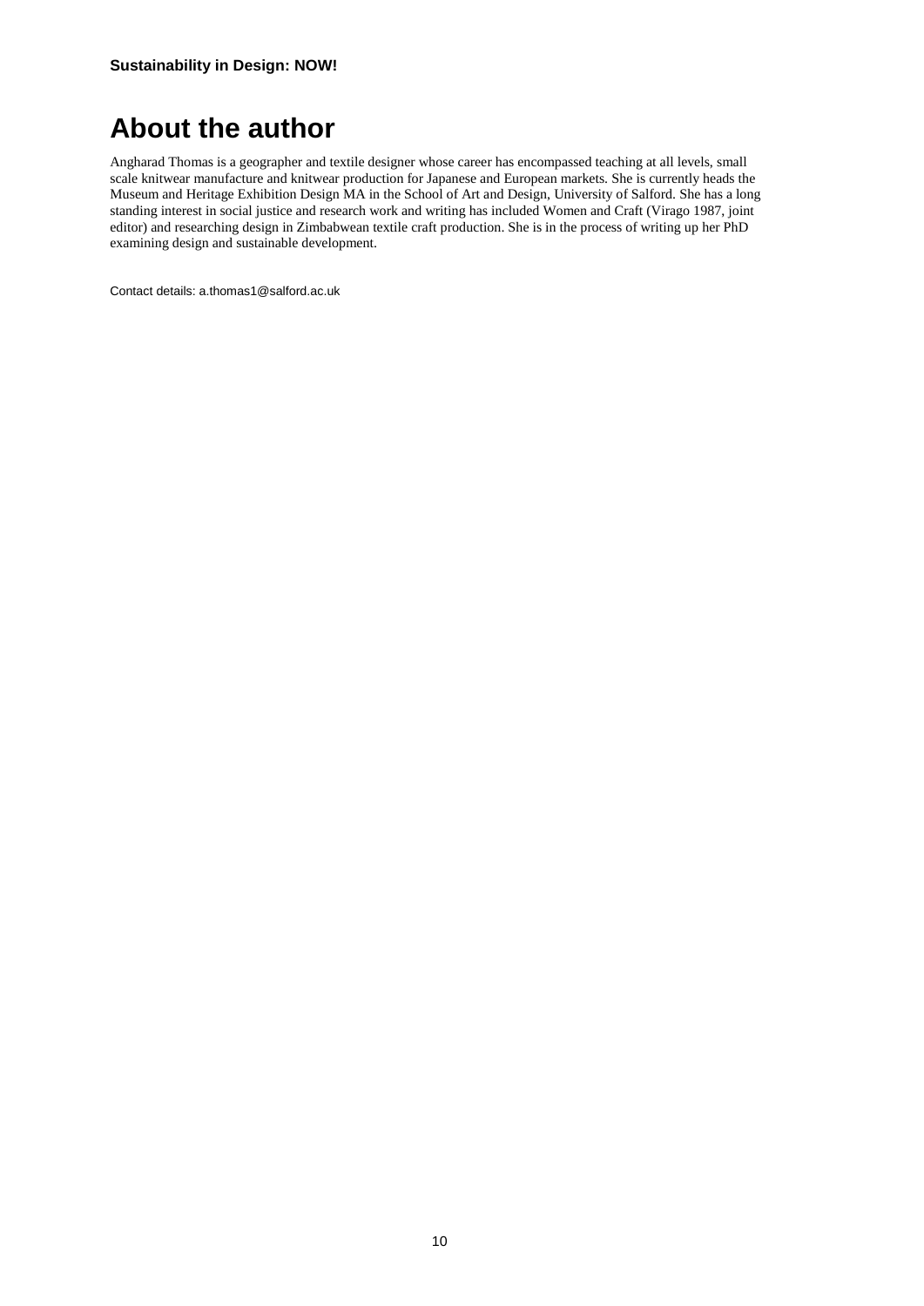# About the author

Angharad Thomas is a geographer and textile designer whose career has encompassed teaching at all levels, small scale knitwear manufacture and knitwear production for Japanese and European markets. She is currently heads the Museum and Heritage Exhibition Design MA in the School of Art and Design, University of Salford. She has a long standing interest in social justice and research work and writing has included Women and Craft (Virago 1987, joint editor) and researching design in Zimbabwean textile craft production. She is in the process of writing up her PhD examining design and sustainable development.

Contact details: a.thomas1@salford.ac.uk